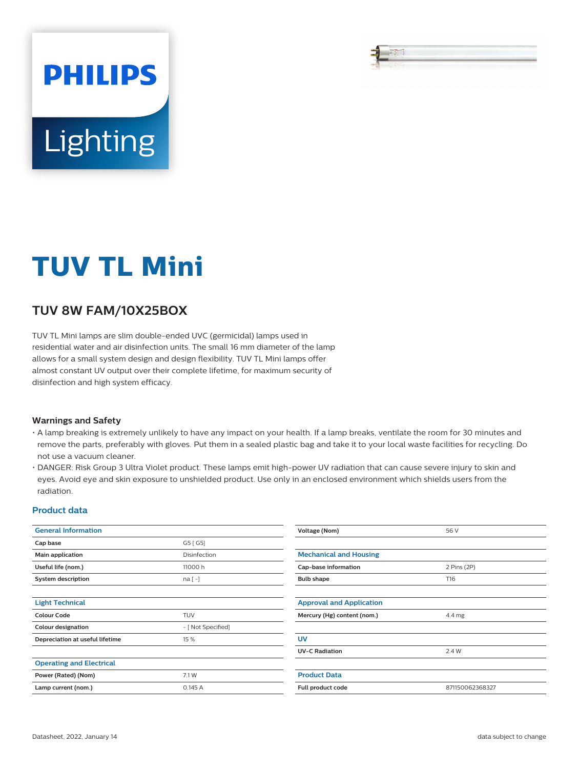Philips Lighting

# TUV TL Mini

## TUV 8W FAM/10X25BOX

TUV TL Mini lamps are slim double-ended UVC (germicidal) lamps used in residential water and air disinfection units. The small 16 mm diameter of the lamp allows for a small system design and design flexibility. TUV TL Mini lamps offer almost constant UV output over their complete lifetime, for maximum security of disinfection and high system efficacy.

### Warnings and Safety

- A lamp breaking is extremely unlikely to have any impact on your health. If a lamp breaks, ventilate the room for 30 minutes and remove the parts, preferably with gloves. Put them in a sealed plastic bag and take it to your local waste facilities for recycling. Do not use a vacuum cleaner.
- DANGER: Risk Group 3 Ultra Violet product. These lamps emit high-power UV radiation that can cause severe injury to skin and eyes. Avoid eye and skin exposure to unshielded product. Use only in an enclosed environment which shields users from the radiation.

## Product data

| General Information | |
|---|---|
| **Cap base** | G5 [ G5] |
| **Main application** | Disinfection |
| **Useful life (nom.)** | 11000 h |
| **System description** | na [ -] |

| Light Technical | |
|---|---|
| **Colour Code** | TUV |
| **Colour designation** | - [ Not Specified] |
| **Depreciation at useful lifetime** | 15 % |

| Operating and Electrical | |
|---|---|
| **Power (Rated) (Nom)** | 7.1 W |
| **Lamp current (nom.)** | 0.145 A |
| **Voltage (Nom)** | 56 V |

| Mechanical and Housing | |
|---|---|
| **Cap-base information** | 2 Pins (2P) |
| **Bulb shape** | T16 |

| Approval and Application | |
|---|---|
| **Mercury (Hg) content (nom.)** | 4.4 mg |

| UV | |
|---|---|
| **UV-C Radiation** | 2.4 W |

| Product Data | |
|---|---|
| **Full product code** | 871150062368327 |

Datasheet, 2022, January 14

data subject to change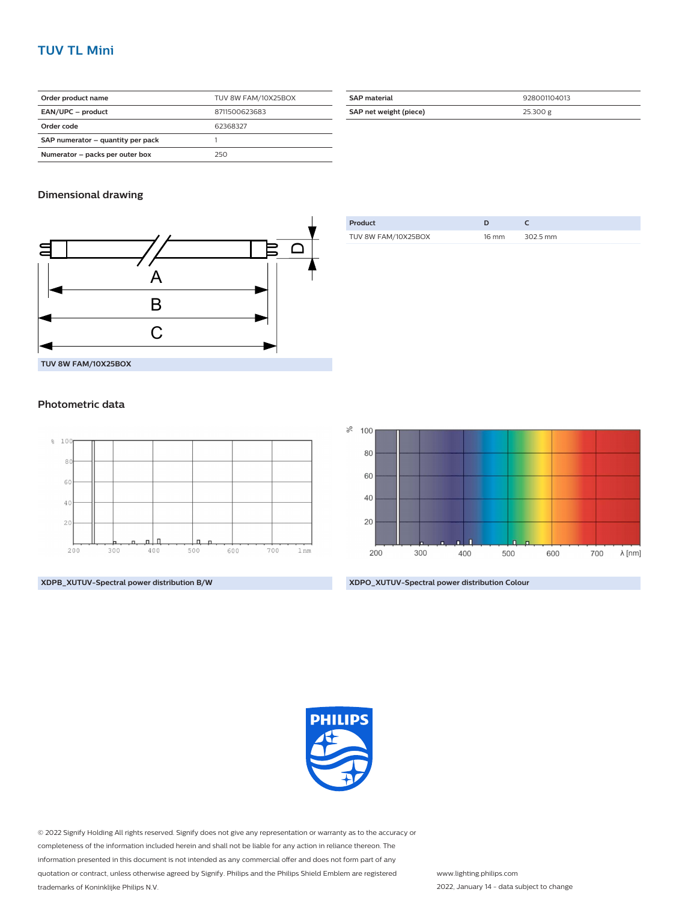## TUV TL Mini

| Order product name | TUV 8W FAM/10X25BOX |
| --- | --- |
| EAN/UPC – product | 8711500623683 |
| Order code | 62368327 |
| SAP numerator – quantity per pack | 1 |
| Numerator – packs per outer box | 250 |

| SAP material | 928001104013 |
| --- | --- |
| SAP net weight (piece) | 25.300 g |

### Dimensional drawing

A
B
C
D

TUV 8W FAM/10X25BOX

| Product | D | C |
| --- | --- | --- |
| TUV 8W FAM/10X25BOX | 16 mm | 302.5 mm |

### Photometric data

%
100
80
60
40
20
200
300
400
500
600
700
1 nm

XDPB_XUTUV-Spectral power distribution B/W

%
100
80
60
40
20
200
300
400
500
600
700
λ [nm]

XDPO_XUTUV-Spectral power distribution Colour

© 2022 Signify Holding All rights reserved. Signify does not give any representation or warranty as to the accuracy or completeness of the information included herein and shall not be liable for any action in reliance thereon. The information presented in this document is not intended as any commercial offer and does not form part of any quotation or contract, unless otherwise agreed by Signify. Philips and the Philips Shield Emblem are registered trademarks of Koninklijke Philips N.V.

www.lighting.philips.com
2022, January 14 - data subject to change